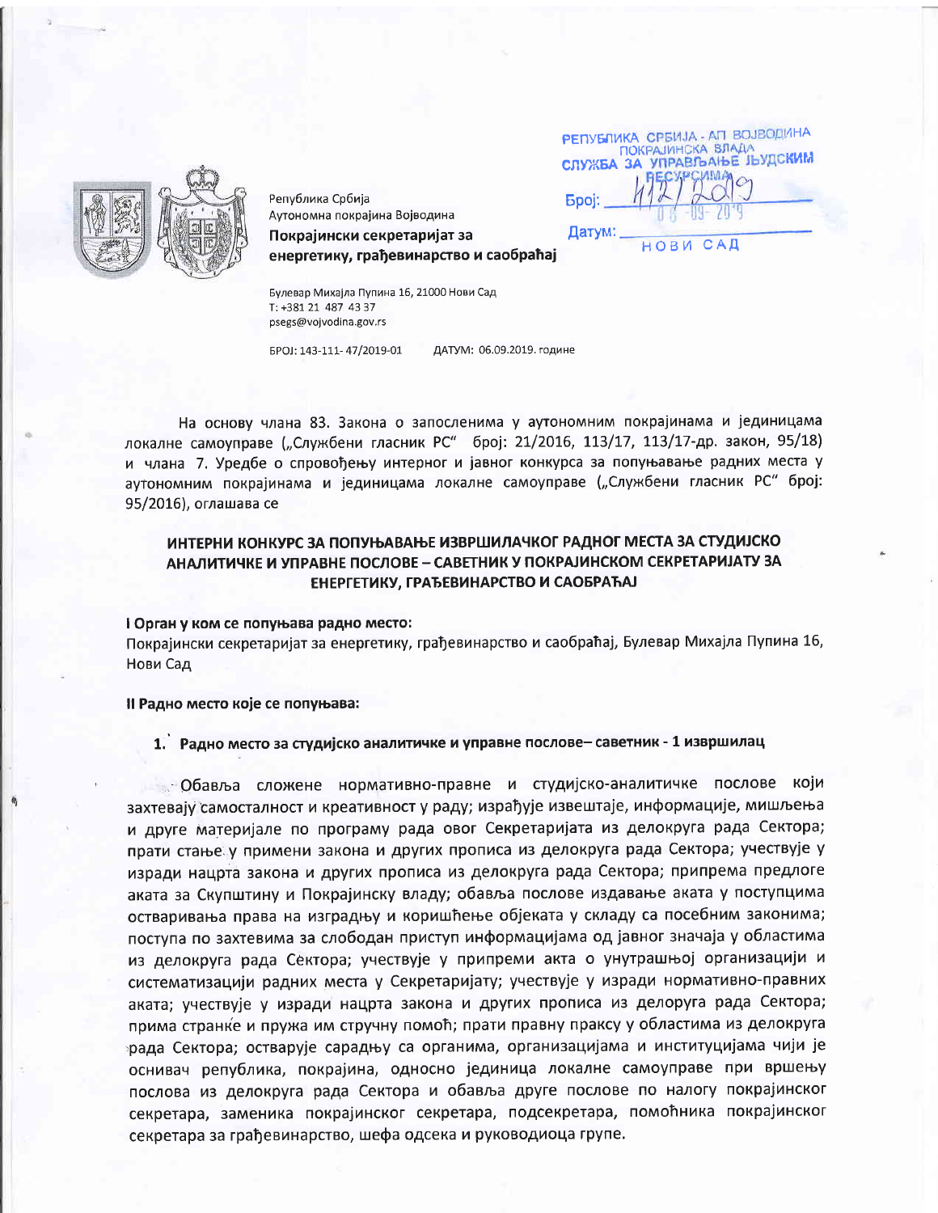Република Србија
Аутономна покрајина Војводина
**Покрајински секретаријат за енергетику, грађевинарство и саобраћај**

Булевар Михајла Пупина 16, 21000 Нови Сад
Т: +381 21 487 43 37
psegs@vojvodina.gov.rs

БРОЈ: 143-111- 47/2019-01    ДАТУМ: 06.09.2019. године

РЕПУБЛИКА СРБИЈА - АП ВОЈВОДИНА
ПОКРАЈИНСКА ВЛАДА
СЛУЖБА ЗА УПРАВЉАЊЕ ЉУДСКИМ РЕСУРСИМА
Број: 112/2019
Датум: 06-09-2019
НОВИ САД

На основу члана 83. Закона о запосленима у аутономним покрајинама и јединицама локалне самоуправе („Службени гласник РС" број: 21/2016, 113/17, 113/17-др. закон, 95/18) и члана 7. Уредбе о спровођењу интерног и јавног конкурса за попуњавање радних места у аутономним покрајинама и јединицама локалне самоуправе („Службени гласник РС" број: 95/2016), оглашава се

## ИНТЕРНИ КОНКУРС ЗА ПОПУЊАВАЊЕ ИЗВРШИЛАЧКОГ РАДНОГ МЕСТА ЗА СТУДИЈСКО АНАЛИТИЧКЕ И УПРАВНЕ ПОСЛОВЕ – САВЕТНИК У ПОКРАЈИНСКОМ СЕКРЕТАРИЈАТУ ЗА ЕНЕРГЕТИКУ, ГРАЂЕВИНАРСТВО И САОБРАЋАЈ

**I Орган у ком се попуњава радно место:**

Покрајински секретаријат за енергетику, грађевинарство и саобраћај, Булевар Михајла Пупина 16, Нови Сад

**II Радно место које се попуњава:**

**1. Радно место за студијско аналитичке и управне послове– саветник - 1 извршилац**

Обавља сложене нормативно-правне и студијско-аналитичке послове који захтевају самосталност и креативност у раду; израђује извештаје, информације, мишљења и друге материјале по програму рада овог Секретаријата из делокруга рада Сектора; прати стање у примени закона и других прописа из делокруга рада Сектора; учествује у изради нацрта закона и других прописа из делокруга рада Сектора; припрема предлоге аката за Скупштину и Покрајинску владу; обавља послове издавање аката у поступцима остваривања права на изградњу и коришћење објеката у складу са посебним законима; поступа по захтевима за слободан приступ информацијама од јавног значаја у областима из делокруга рада Сектора; учествује у припреми акта о унутрашњој организацији и систематизацији радних места у Секретаријату; учествује у изради нормативно-правних аката; учествује у изради нацрта закона и других прописа из делоруга рада Сектора; прима странке и пружа им стручну помоћ; прати правну праксу у областима из делокруга рада Сектора; остварује сарадњу са органима, организацијама и институцијама чији је оснивач република, покрајина, односно јединица локалне самоуправе при вршењу послова из делокруга рада Сектора и обавља друге послове по налогу покрајинског секретара, заменика покрајинског секретара, подсекретара, помоћника покрајинског секретара за грађевинарство, шефа одсека и руководиоца групе.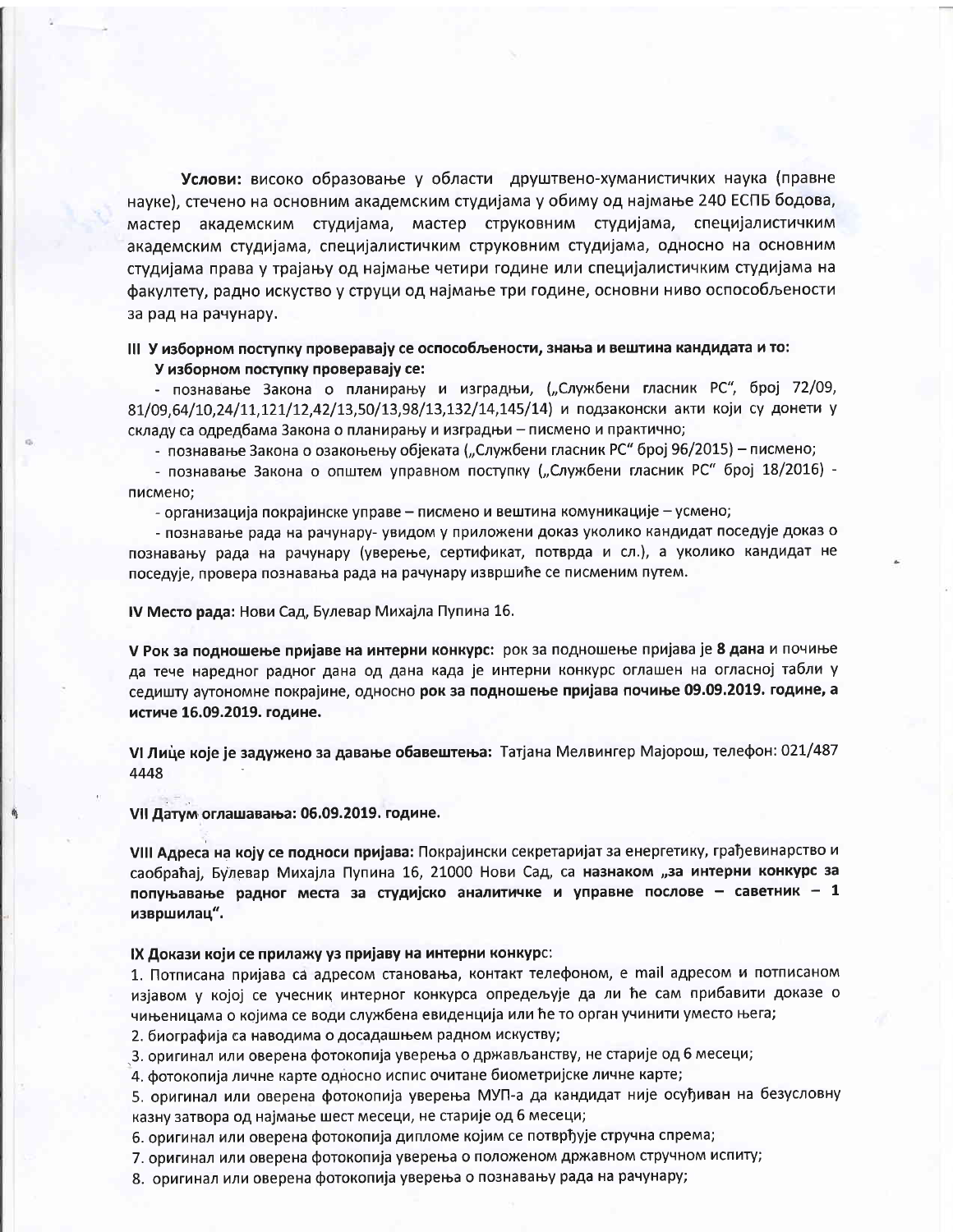**Услови:** високо образовање у области друштвено-хуманистичких наука (правне науке), стечено на основним академским студијама у обиму од најмање 240 ЕСПБ бодова, мастер академским студијама, мастер струковним студијама, специјалистичким академским студијама, специјалистичким струковним студијама, односно на основним студијама права у трајању од најмање четири године или специјалистичким студијама на факултету, радно искуство у струци од најмање три године, основни ниво оспособљености за рад на рачунару.

**III У изборном поступку проверавају се оспособљености, знања и вештина кандидата и то:**
**У изборном поступку проверавају се:**

- познавање Закона о планирању и изградњи, („Службени гласник РС", број 72/09, 81/09,64/10,24/11,121/12,42/13,50/13,98/13,132/14,145/14) и подзаконски акти који су донети у складу са одредбама Закона о планирању и изградњи – писмено и практично;
- познавање Закона о озакоњењу објеката („Службени гласник РС" број 96/2015) – писмено;
- познавање Закона о општем управном поступку („Службени гласник РС" број 18/2016) - писмено;
- организација покрајинске управе – писмено и вештина комуникације – усмено;
- познавање рада на рачунару- увидом у приложени доказ уколико кандидат поседује доказ о познавању рада на рачунару (уверење, сертификат, потврда и сл.), а уколико кандидат не поседује, провера познавања рада на рачунару извршиће се писменим путем.

**IV Место рада:** Нови Сад, Булевар Михајла Пупина 16.

**V Рок за подношење пријаве на интерни конкурс:** рок за подношење пријава је **8 дана** и почиње да тече наредног радног дана од дана када је интерни конкурс оглашен на огласној табли у седишту аутономне покрајине, односно **рок за подношење пријава почиње 09.09.2019. године, а истиче 16.09.2019. године.**

**VI Лице које је задужено за давање обавештења:** Татјана Мелвингер Мајорош, телефон: 021/487 4448

**VII Датум оглашавања: 06.09.2019. године.**

**VIII Адреса на коју се подноси пријава:** Покрајински секретаријат за енергетику, грађевинарство и саобраћај, Булевар Михајла Пупина 16, 21000 Нови Сад, са **назнаком „за интерни конкурс за попуњавање радног места за студијско аналитичке и управне послове – саветник – 1 извршилац".**

**IX Докази који се прилажу уз пријаву на интерни конкурс:**

1. Потписана пријава са адресом становања, контакт телефоном, е mail адресом и потписаном изјавом у којој се учесник интерног конкурса опредељује да ли ће сам прибавити доказе о чињеницама о којима се води службена евиденција или ће то орган учинити уместо њега;
2. биографија са наводима о досадашњем радном искуству;
3. оригинал или оверена фотокопија уверења о држављанству, не старије од 6 месеци;
4. фотокопија личне карте односно испис очитане биометријске личне карте;
5. оригинал или оверена фотокопија уверења МУП-а да кандидат није осуђиван на безусловну казну затвора од најмање шест месеци, не старије од 6 месеци;
6. оригинал или оверена фотокопија дипломе којим се потврђује стручна спрема;
7. оригинал или оверена фотокопија уверења о положеном државном стручном испиту;
8. оригинал или оверена фотокопија уверења о познавању рада на рачунару;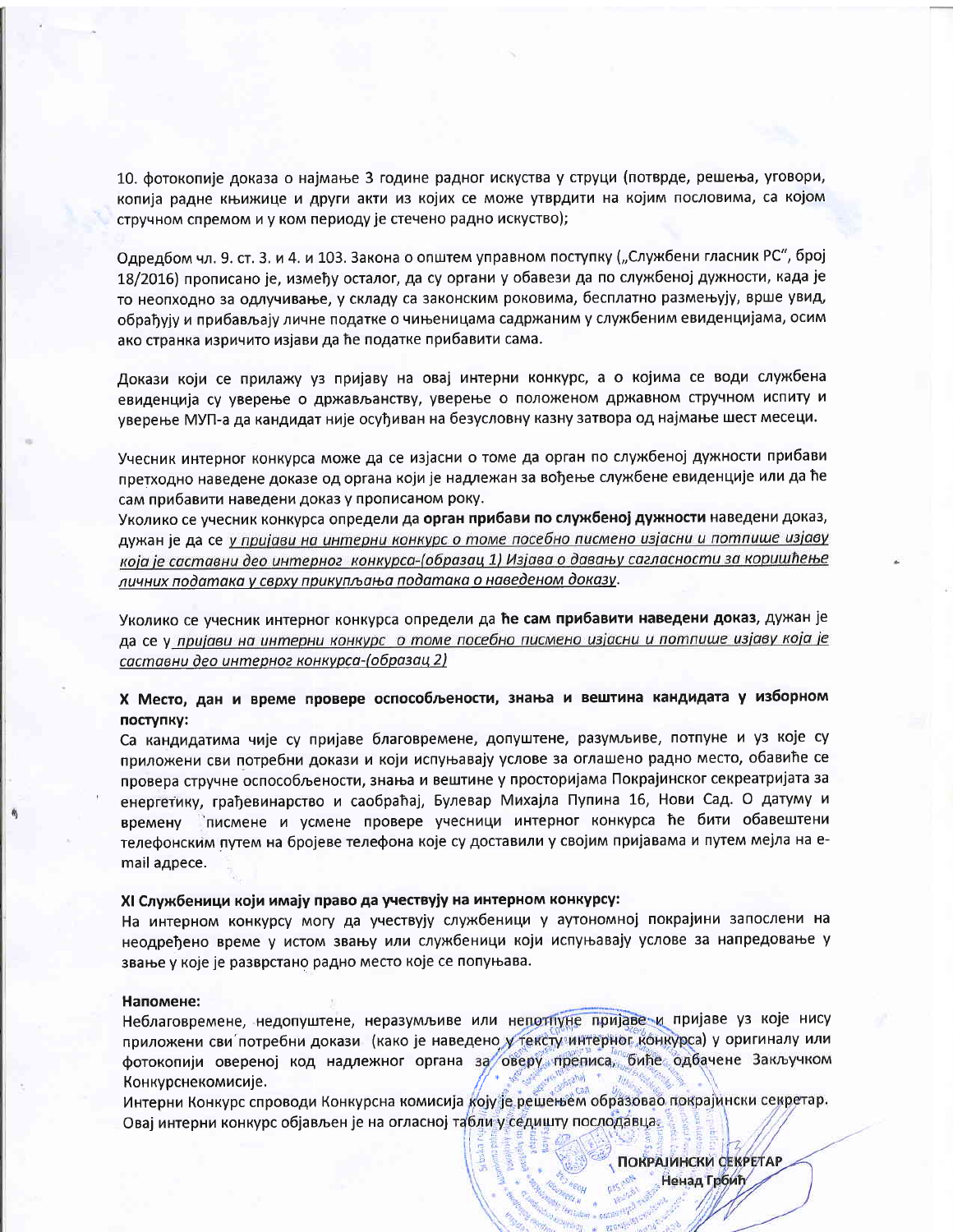10. фотокопије доказа о најмање 3 године радног искуства у струци (потврде, решења, уговори, копија радне књижице и други акти из којих се може утврдити на којим пословима, са којом стручном спремом и у ком периоду је стечено радно искуство);

Одредбом чл. 9. ст. 3. и 4. и 103. Закона о општем управном поступку („Службени гласник РС", број 18/2016) прописано је, између осталог, да су органи у обавези да по службеној дужности, када је то неопходно за одлучивање, у складу са законским роковима, бесплатно размењују, врше увид, обрађују и прибављају личне податке о чињеницама садржаним у службеним евиденцијама, осим ако странка изричито изјави да ће податке прибавити сама.

Докази који се прилажу уз пријаву на овај интерни конкурс, а о којима се води службена евиденција су уверење о држављанству, уверење о положеном државном стручном испиту и уверење МУП-а да кандидат није осуђиван на безусловну казну затвора од најмање шест месеци.

Учесник интерног конкурса може да се изјасни о томе да орган по службеној дужности прибави претходно наведене доказе од органа који је надлежан за вођење службене евиденције или да ће сам прибавити наведени доказ у прописаном року.
Уколико се учесник конкурса определи да **орган прибави по службеној дужности** наведени доказ, дужан је да се *у пријави на интерни конкурс о томе посебно писмено изјасни и потпише изјаву која је саставни део интерног конкурса-(образац 1) Изјава о давању сагласности за коришћење личних података у сврху прикупљања података о наведеном доказу*.

Уколико се учесник интерног конкурса определи да **ће сам прибавити наведени доказ**, дужан је да се *у пријави на интерни конкурс о томе посебно писмено изјасни и потпише изјаву која је саставни део интерног конкурса-(образац 2)*

### X Место, дан и време провере оспособљености, знања и вештина кандидата у изборном поступку:

Са кандидатима чије су пријаве благовремене, допуштене, разумљиве, потпуне и уз које су приложени сви потребни докази и који испуњавају услове за оглашено радно место, обавиће се провера стручне оспособљености, знања и вештине у просторијама Покрајинског секреатријата за енергетику, грађевинарство и саобраћај, Булевар Михајла Пупина 16, Нови Сад. О датуму и времену писмене и усмене провере учесници интерног конкурса ће бити обавештени телефонским путем на бројеве телефона које су доставили у својим пријавама и путем мејла на e-mail адресе.

### XI Службеници који имају право да учествују на интерном конкурсу:

На интерном конкурсу могу да учествују службеници у аутономној покрајини запослени на неодређено време у истом звању или службеници који испуњавају услове за напредовање у звање у које је разврстано радно место које се попуњава.

**Напомене:**

Неблаговремене, недопуштене, неразумљиве или непотпуне пријаве и пријаве уз које нису приложени сви потребни докази (како је наведено у тексту интерног конкурса) у оригиналу или фотокопији овереној код надлежног органа за оверу преписа, биће одбачене Закључком Конкурснекомисије.
Интерни Конкурс спроводи Конкурсна комисија коју је решењем образовао покрајински секретар.
Овај интерни конкурс објављен је на огласној табли у седишту послодавца.

ПОКРАЈИНСКИ СЕКРЕТАР
Ненад Грбић